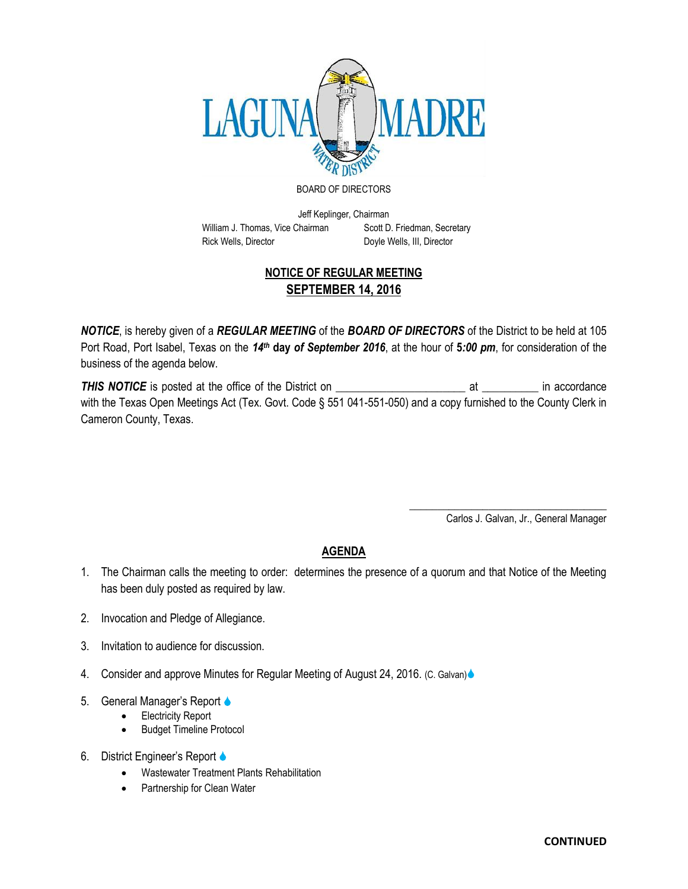# LAGUNA MADRE WATER DISTRICT

BOARD OF DIRECTORS

Jeff Keplinger, Chairman

William J. Thomas, Vice Chairman — Scott D. Friedman, Secretary

Rick Wells, Director — Doyle Wells, III, Director

## NOTICE OF REGULAR MEETING
## SEPTEMBER 14, 2016

***NOTICE***, is hereby given of a ***REGULAR MEETING*** of the ***BOARD OF DIRECTORS*** of the District to be held at 105 Port Road, Port Isabel, Texas on the ***14th* day *of September 2016***, at the hour of **5*:00 pm***, for consideration of the business of the agenda below.

***THIS NOTICE*** is posted at the office of the District on ______________________ at __________ in accordance with the Texas Open Meetings Act (Tex. Govt. Code § 551 041-551-050) and a copy furnished to the County Clerk in Cameron County, Texas.

___________________________________

Carlos J. Galvan, Jr., General Manager

## AGENDA

1. The Chairman calls the meeting to order: determines the presence of a quorum and that Notice of the Meeting has been duly posted as required by law.

2. Invocation and Pledge of Allegiance.

3. Invitation to audience for discussion.

4. Consider and approve Minutes for Regular Meeting of August 24, 2016. (C. Galvan)

5. General Manager's Report
   - Electricity Report
   - Budget Timeline Protocol

6. District Engineer's Report
   - Wastewater Treatment Plants Rehabilitation
   - Partnership for Clean Water

**CONTINUED**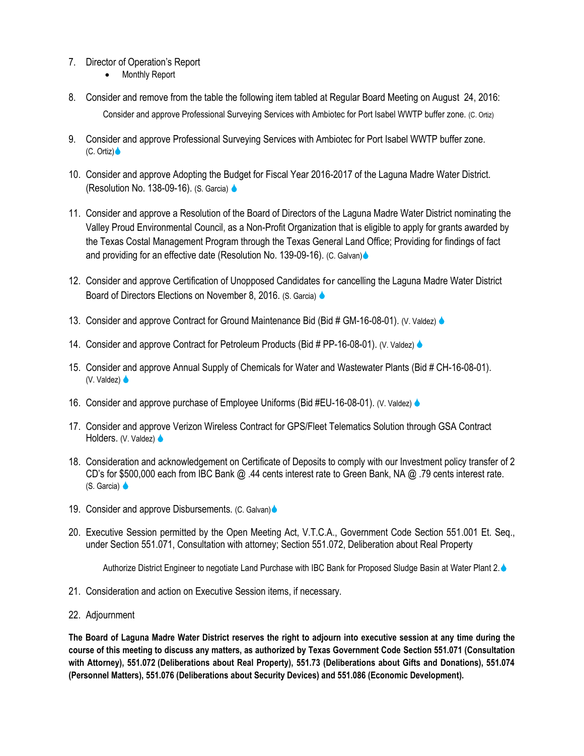7. Director of Operation's Report
   - Monthly Report

8. Consider and remove from the table the following item tabled at Regular Board Meeting on August 24, 2016:

   Consider and approve Professional Surveying Services with Ambiotec for Port Isabel WWTP buffer zone. (C. Ortiz)

9. Consider and approve Professional Surveying Services with Ambiotec for Port Isabel WWTP buffer zone. (C. Ortiz)

10. Consider and approve Adopting the Budget for Fiscal Year 2016-2017 of the Laguna Madre Water District. (Resolution No. 138-09-16). (S. Garcia)

11. Consider and approve a Resolution of the Board of Directors of the Laguna Madre Water District nominating the Valley Proud Environmental Council, as a Non-Profit Organization that is eligible to apply for grants awarded by the Texas Costal Management Program through the Texas General Land Office; Providing for findings of fact and providing for an effective date (Resolution No. 139-09-16). (C. Galvan)

12. Consider and approve Certification of Unopposed Candidates for cancelling the Laguna Madre Water District Board of Directors Elections on November 8, 2016. (S. Garcia)

13. Consider and approve Contract for Ground Maintenance Bid (Bid # GM-16-08-01). (V. Valdez)

14. Consider and approve Contract for Petroleum Products (Bid # PP-16-08-01). (V. Valdez)

15. Consider and approve Annual Supply of Chemicals for Water and Wastewater Plants (Bid # CH-16-08-01). (V. Valdez)

16. Consider and approve purchase of Employee Uniforms (Bid #EU-16-08-01). (V. Valdez)

17. Consider and approve Verizon Wireless Contract for GPS/Fleet Telematics Solution through GSA Contract Holders. (V. Valdez)

18. Consideration and acknowledgement on Certificate of Deposits to comply with our Investment policy transfer of 2 CD's for $500,000 each from IBC Bank @ .44 cents interest rate to Green Bank, NA @ .79 cents interest rate. (S. Garcia)

19. Consider and approve Disbursements. (C. Galvan)

20. Executive Session permitted by the Open Meeting Act, V.T.C.A., Government Code Section 551.001 Et. Seq., under Section 551.071, Consultation with attorney; Section 551.072, Deliberation about Real Property

    Authorize District Engineer to negotiate Land Purchase with IBC Bank for Proposed Sludge Basin at Water Plant 2.

21. Consideration and action on Executive Session items, if necessary.

22. Adjournment

**The Board of Laguna Madre Water District reserves the right to adjourn into executive session at any time during the course of this meeting to discuss any matters, as authorized by Texas Government Code Section 551.071 (Consultation with Attorney), 551.072 (Deliberations about Real Property), 551.73 (Deliberations about Gifts and Donations), 551.074 (Personnel Matters), 551.076 (Deliberations about Security Devices) and 551.086 (Economic Development).**